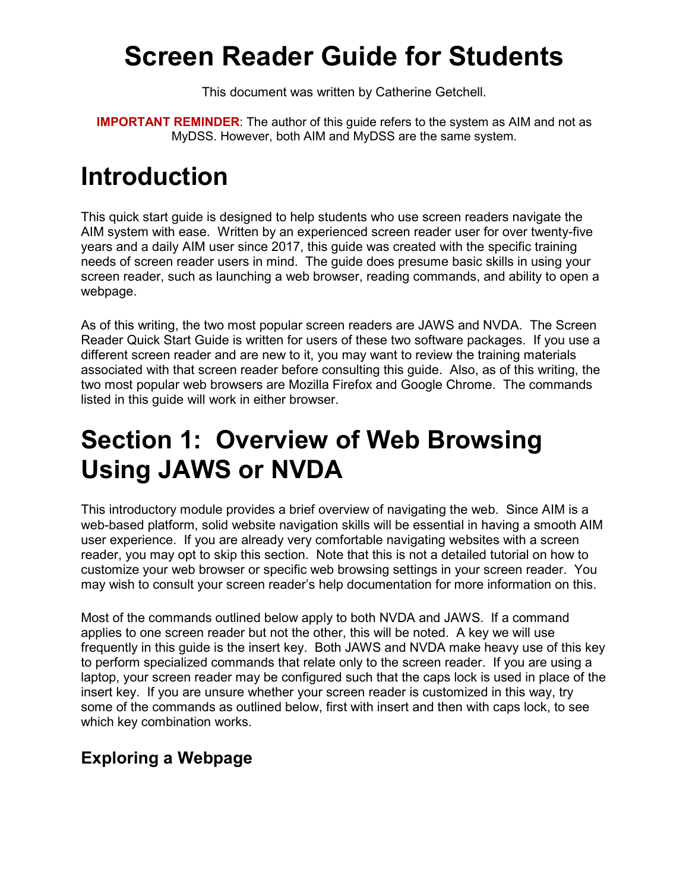# Screen Reader Guide for Students

This document was written by Catherine Getchell.

**IMPORTANT REMINDER**: The author of this guide refers to the system as AIM and not as MyDSS. However, both AIM and MyDSS are the same system.

# Introduction

This quick start guide is designed to help students who use screen readers navigate the AIM system with ease. Written by an experienced screen reader user for over twenty-five years and a daily AIM user since 2017, this guide was created with the specific training needs of screen reader users in mind. The guide does presume basic skills in using your screen reader, such as launching a web browser, reading commands, and ability to open a webpage.

As of this writing, the two most popular screen readers are JAWS and NVDA. The Screen Reader Quick Start Guide is written for users of these two software packages. If you use a different screen reader and are new to it, you may want to review the training materials associated with that screen reader before consulting this guide. Also, as of this writing, the two most popular web browsers are Mozilla Firefox and Google Chrome. The commands listed in this guide will work in either browser.

# Section 1: Overview of Web Browsing Using JAWS or NVDA

This introductory module provides a brief overview of navigating the web. Since AIM is a web-based platform, solid website navigation skills will be essential in having a smooth AIM user experience. If you are already very comfortable navigating websites with a screen reader, you may opt to skip this section. Note that this is not a detailed tutorial on how to customize your web browser or specific web browsing settings in your screen reader. You may wish to consult your screen reader's help documentation for more information on this.

Most of the commands outlined below apply to both NVDA and JAWS. If a command applies to one screen reader but not the other, this will be noted. A key we will use frequently in this guide is the insert key. Both JAWS and NVDA make heavy use of this key to perform specialized commands that relate only to the screen reader. If you are using a laptop, your screen reader may be configured such that the caps lock is used in place of the insert key. If you are unsure whether your screen reader is customized in this way, try some of the commands as outlined below, first with insert and then with caps lock, to see which key combination works.

## Exploring a Webpage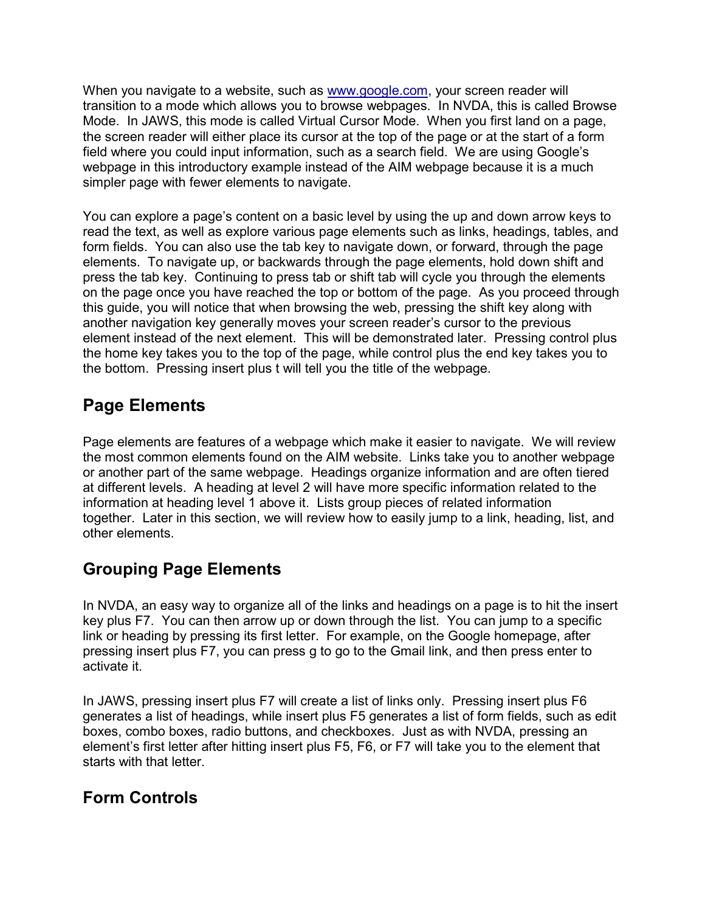When you navigate to a website, such as [www.google.com](http://www.google.com), your screen reader will transition to a mode which allows you to browse webpages. In NVDA, this is called Browse Mode. In JAWS, this mode is called Virtual Cursor Mode. When you first land on a page, the screen reader will either place its cursor at the top of the page or at the start of a form field where you could input information, such as a search field. We are using Google's webpage in this introductory example instead of the AIM webpage because it is a much simpler page with fewer elements to navigate.

You can explore a page's content on a basic level by using the up and down arrow keys to read the text, as well as explore various page elements such as links, headings, tables, and form fields. You can also use the tab key to navigate down, or forward, through the page elements. To navigate up, or backwards through the page elements, hold down shift and press the tab key. Continuing to press tab or shift tab will cycle you through the elements on the page once you have reached the top or bottom of the page. As you proceed through this guide, you will notice that when browsing the web, pressing the shift key along with another navigation key generally moves your screen reader's cursor to the previous element instead of the next element. This will be demonstrated later. Pressing control plus the home key takes you to the top of the page, while control plus the end key takes you to the bottom. Pressing insert plus t will tell you the title of the webpage.

## Page Elements

Page elements are features of a webpage which make it easier to navigate. We will review the most common elements found on the AIM website. Links take you to another webpage or another part of the same webpage. Headings organize information and are often tiered at different levels. A heading at level 2 will have more specific information related to the information at heading level 1 above it. Lists group pieces of related information together. Later in this section, we will review how to easily jump to a link, heading, list, and other elements.

## Grouping Page Elements

In NVDA, an easy way to organize all of the links and headings on a page is to hit the insert key plus F7. You can then arrow up or down through the list. You can jump to a specific link or heading by pressing its first letter. For example, on the Google homepage, after pressing insert plus F7, you can press g to go to the Gmail link, and then press enter to activate it.

In JAWS, pressing insert plus F7 will create a list of links only. Pressing insert plus F6 generates a list of headings, while insert plus F5 generates a list of form fields, such as edit boxes, combo boxes, radio buttons, and checkboxes. Just as with NVDA, pressing an element's first letter after hitting insert plus F5, F6, or F7 will take you to the element that starts with that letter.

## Form Controls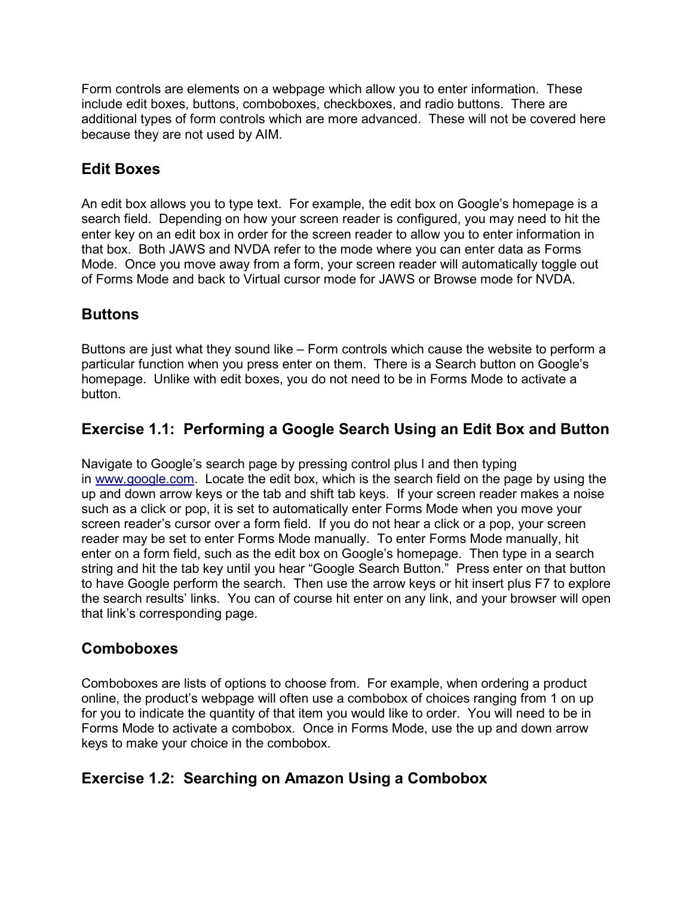Form controls are elements on a webpage which allow you to enter information. These include edit boxes, buttons, comboboxes, checkboxes, and radio buttons. There are additional types of form controls which are more advanced. These will not be covered here because they are not used by AIM.

## Edit Boxes

An edit box allows you to type text. For example, the edit box on Google's homepage is a search field. Depending on how your screen reader is configured, you may need to hit the enter key on an edit box in order for the screen reader to allow you to enter information in that box. Both JAWS and NVDA refer to the mode where you can enter data as Forms Mode. Once you move away from a form, your screen reader will automatically toggle out of Forms Mode and back to Virtual cursor mode for JAWS or Browse mode for NVDA.

## Buttons

Buttons are just what they sound like – Form controls which cause the website to perform a particular function when you press enter on them. There is a Search button on Google's homepage. Unlike with edit boxes, you do not need to be in Forms Mode to activate a button.

## Exercise 1.1: Performing a Google Search Using an Edit Box and Button

Navigate to Google's search page by pressing control plus l and then typing in [www.google.com](www.google.com). Locate the edit box, which is the search field on the page by using the up and down arrow keys or the tab and shift tab keys. If your screen reader makes a noise such as a click or pop, it is set to automatically enter Forms Mode when you move your screen reader's cursor over a form field. If you do not hear a click or a pop, your screen reader may be set to enter Forms Mode manually. To enter Forms Mode manually, hit enter on a form field, such as the edit box on Google's homepage. Then type in a search string and hit the tab key until you hear "Google Search Button." Press enter on that button to have Google perform the search. Then use the arrow keys or hit insert plus F7 to explore the search results' links. You can of course hit enter on any link, and your browser will open that link's corresponding page.

## Comboboxes

Comboboxes are lists of options to choose from. For example, when ordering a product online, the product's webpage will often use a combobox of choices ranging from 1 on up for you to indicate the quantity of that item you would like to order. You will need to be in Forms Mode to activate a combobox. Once in Forms Mode, use the up and down arrow keys to make your choice in the combobox.

## Exercise 1.2: Searching on Amazon Using a Combobox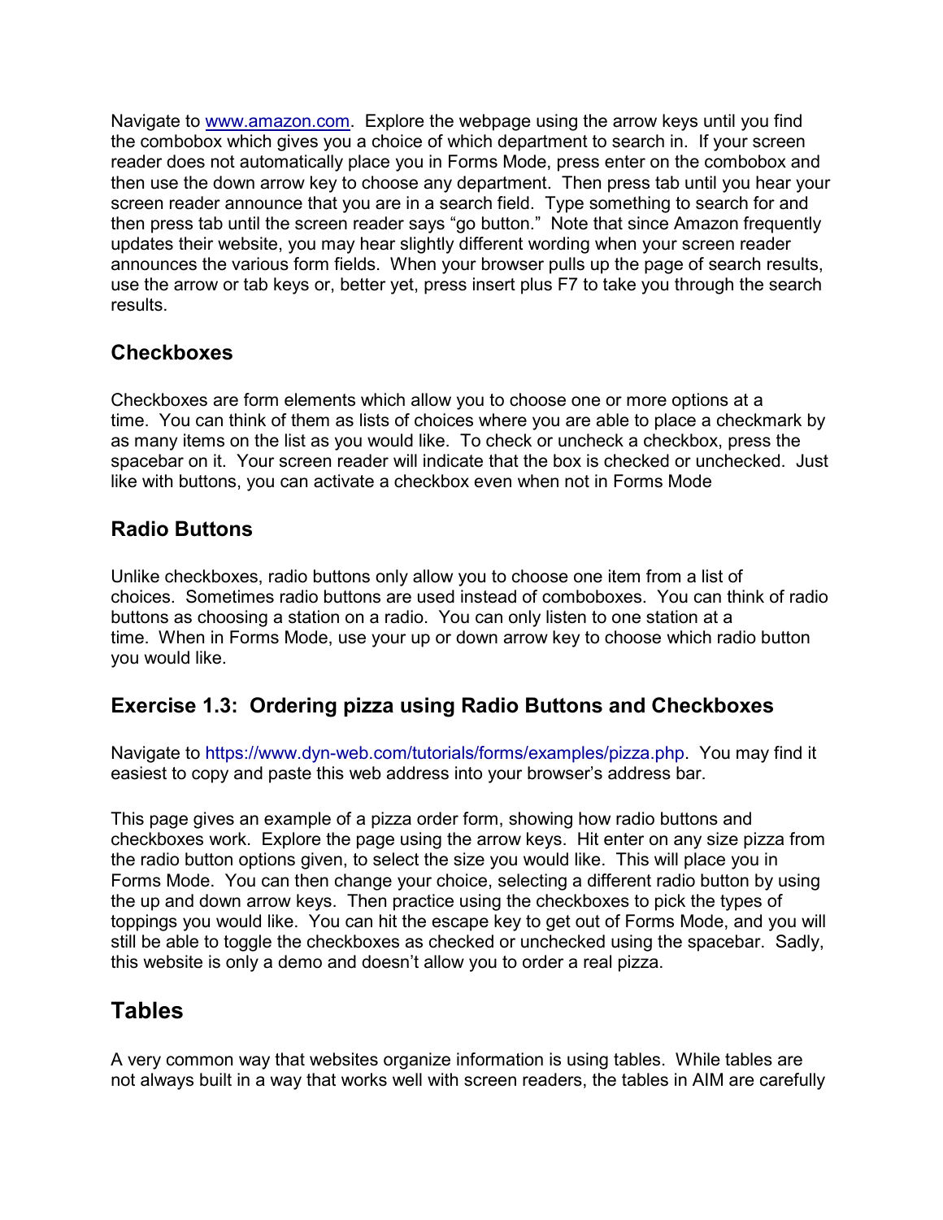Navigate to [www.amazon.com](www.amazon.com). Explore the webpage using the arrow keys until you find the combobox which gives you a choice of which department to search in. If your screen reader does not automatically place you in Forms Mode, press enter on the combobox and then use the down arrow key to choose any department. Then press tab until you hear your screen reader announce that you are in a search field. Type something to search for and then press tab until the screen reader says "go button." Note that since Amazon frequently updates their website, you may hear slightly different wording when your screen reader announces the various form fields. When your browser pulls up the page of search results, use the arrow or tab keys or, better yet, press insert plus F7 to take you through the search results.

### Checkboxes

Checkboxes are form elements which allow you to choose one or more options at a time. You can think of them as lists of choices where you are able to place a checkmark by as many items on the list as you would like. To check or uncheck a checkbox, press the spacebar on it. Your screen reader will indicate that the box is checked or unchecked. Just like with buttons, you can activate a checkbox even when not in Forms Mode

### Radio Buttons

Unlike checkboxes, radio buttons only allow you to choose one item from a list of choices. Sometimes radio buttons are used instead of comboboxes. You can think of radio buttons as choosing a station on a radio. You can only listen to one station at a time. When in Forms Mode, use your up or down arrow key to choose which radio button you would like.

### Exercise 1.3: Ordering pizza using Radio Buttons and Checkboxes

Navigate to https://www.dyn-web.com/tutorials/forms/examples/pizza.php. You may find it easiest to copy and paste this web address into your browser's address bar.

This page gives an example of a pizza order form, showing how radio buttons and checkboxes work. Explore the page using the arrow keys. Hit enter on any size pizza from the radio button options given, to select the size you would like. This will place you in Forms Mode. You can then change your choice, selecting a different radio button by using the up and down arrow keys. Then practice using the checkboxes to pick the types of toppings you would like. You can hit the escape key to get out of Forms Mode, and you will still be able to toggle the checkboxes as checked or unchecked using the spacebar. Sadly, this website is only a demo and doesn't allow you to order a real pizza.

## Tables

A very common way that websites organize information is using tables. While tables are not always built in a way that works well with screen readers, the tables in AIM are carefully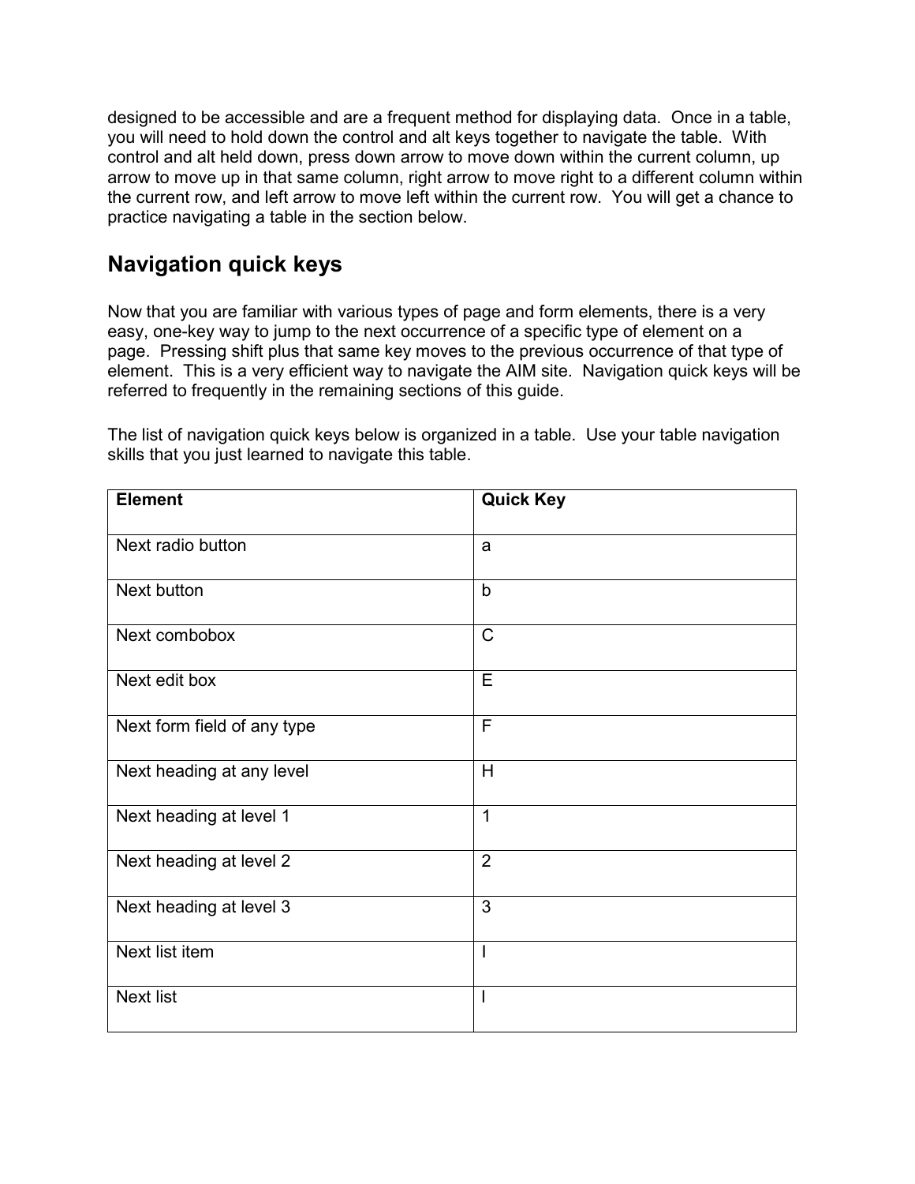designed to be accessible and are a frequent method for displaying data. Once in a table, you will need to hold down the control and alt keys together to navigate the table. With control and alt held down, press down arrow to move down within the current column, up arrow to move up in that same column, right arrow to move right to a different column within the current row, and left arrow to move left within the current row. You will get a chance to practice navigating a table in the section below.

## Navigation quick keys

Now that you are familiar with various types of page and form elements, there is a very easy, one-key way to jump to the next occurrence of a specific type of element on a page. Pressing shift plus that same key moves to the previous occurrence of that type of element. This is a very efficient way to navigate the AIM site. Navigation quick keys will be referred to frequently in the remaining sections of this guide.

The list of navigation quick keys below is organized in a table. Use your table navigation skills that you just learned to navigate this table.

| Element | Quick Key |
|---|---|
| Next radio button | a |
| Next button | b |
| Next combobox | C |
| Next edit box | E |
| Next form field of any type | F |
| Next heading at any level | H |
| Next heading at level 1 | 1 |
| Next heading at level 2 | 2 |
| Next heading at level 3 | 3 |
| Next list item | I |
| Next list | l |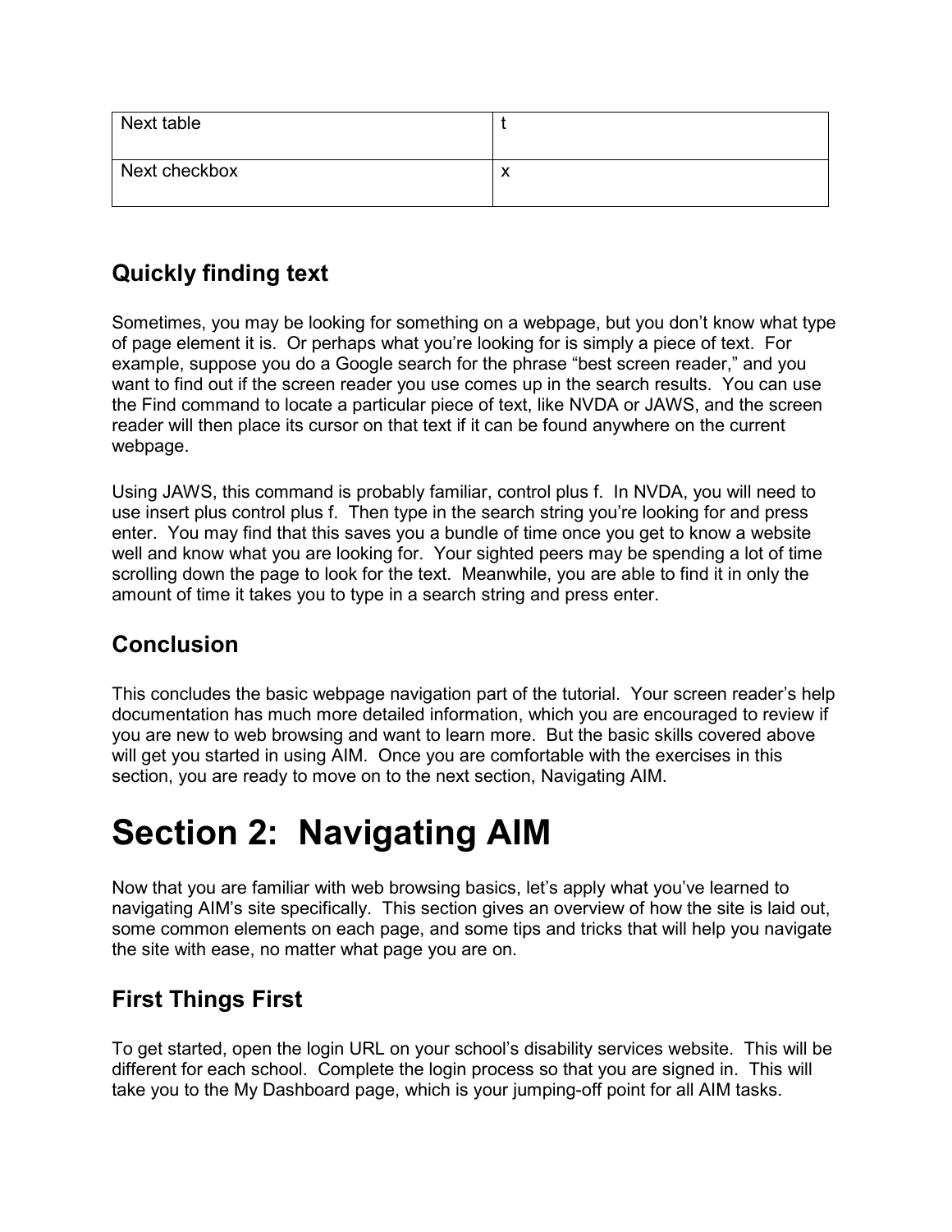| Next table | t |
| --- | --- |
| Next checkbox | x |

## Quickly finding text

Sometimes, you may be looking for something on a webpage, but you don't know what type of page element it is. Or perhaps what you're looking for is simply a piece of text. For example, suppose you do a Google search for the phrase "best screen reader," and you want to find out if the screen reader you use comes up in the search results. You can use the Find command to locate a particular piece of text, like NVDA or JAWS, and the screen reader will then place its cursor on that text if it can be found anywhere on the current webpage.

Using JAWS, this command is probably familiar, control plus f. In NVDA, you will need to use insert plus control plus f. Then type in the search string you're looking for and press enter. You may find that this saves you a bundle of time once you get to know a website well and know what you are looking for. Your sighted peers may be spending a lot of time scrolling down the page to look for the text. Meanwhile, you are able to find it in only the amount of time it takes you to type in a search string and press enter.

## Conclusion

This concludes the basic webpage navigation part of the tutorial. Your screen reader's help documentation has much more detailed information, which you are encouraged to review if you are new to web browsing and want to learn more. But the basic skills covered above will get you started in using AIM. Once you are comfortable with the exercises in this section, you are ready to move on to the next section, Navigating AIM.

# Section 2: Navigating AIM

Now that you are familiar with web browsing basics, let's apply what you've learned to navigating AIM's site specifically. This section gives an overview of how the site is laid out, some common elements on each page, and some tips and tricks that will help you navigate the site with ease, no matter what page you are on.

## First Things First

To get started, open the login URL on your school's disability services website. This will be different for each school. Complete the login process so that you are signed in. This will take you to the My Dashboard page, which is your jumping-off point for all AIM tasks.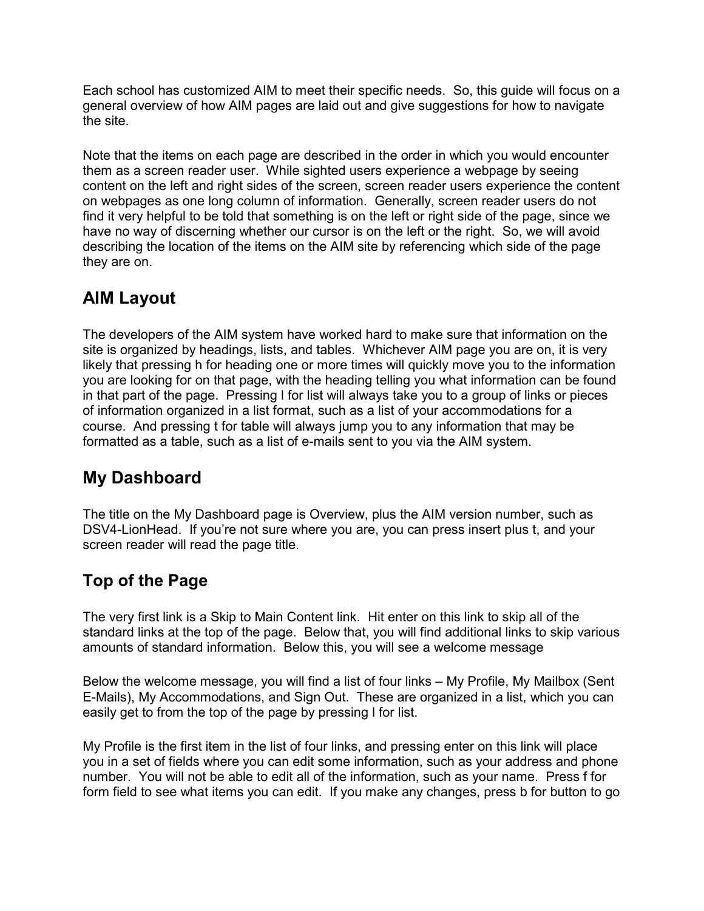Each school has customized AIM to meet their specific needs. So, this guide will focus on a general overview of how AIM pages are laid out and give suggestions for how to navigate the site.

Note that the items on each page are described in the order in which you would encounter them as a screen reader user. While sighted users experience a webpage by seeing content on the left and right sides of the screen, screen reader users experience the content on webpages as one long column of information. Generally, screen reader users do not find it very helpful to be told that something is on the left or right side of the page, since we have no way of discerning whether our cursor is on the left or the right. So, we will avoid describing the location of the items on the AIM site by referencing which side of the page they are on.

## AIM Layout

The developers of the AIM system have worked hard to make sure that information on the site is organized by headings, lists, and tables. Whichever AIM page you are on, it is very likely that pressing h for heading one or more times will quickly move you to the information you are looking for on that page, with the heading telling you what information can be found in that part of the page. Pressing l for list will always take you to a group of links or pieces of information organized in a list format, such as a list of your accommodations for a course. And pressing t for table will always jump you to any information that may be formatted as a table, such as a list of e-mails sent to you via the AIM system.

## My Dashboard

The title on the My Dashboard page is Overview, plus the AIM version number, such as DSV4-LionHead. If you're not sure where you are, you can press insert plus t, and your screen reader will read the page title.

## Top of the Page

The very first link is a Skip to Main Content link. Hit enter on this link to skip all of the standard links at the top of the page. Below that, you will find additional links to skip various amounts of standard information. Below this, you will see a welcome message

Below the welcome message, you will find a list of four links – My Profile, My Mailbox (Sent E-Mails), My Accommodations, and Sign Out. These are organized in a list, which you can easily get to from the top of the page by pressing l for list.

My Profile is the first item in the list of four links, and pressing enter on this link will place you in a set of fields where you can edit some information, such as your address and phone number. You will not be able to edit all of the information, such as your name. Press f for form field to see what items you can edit. If you make any changes, press b for button to go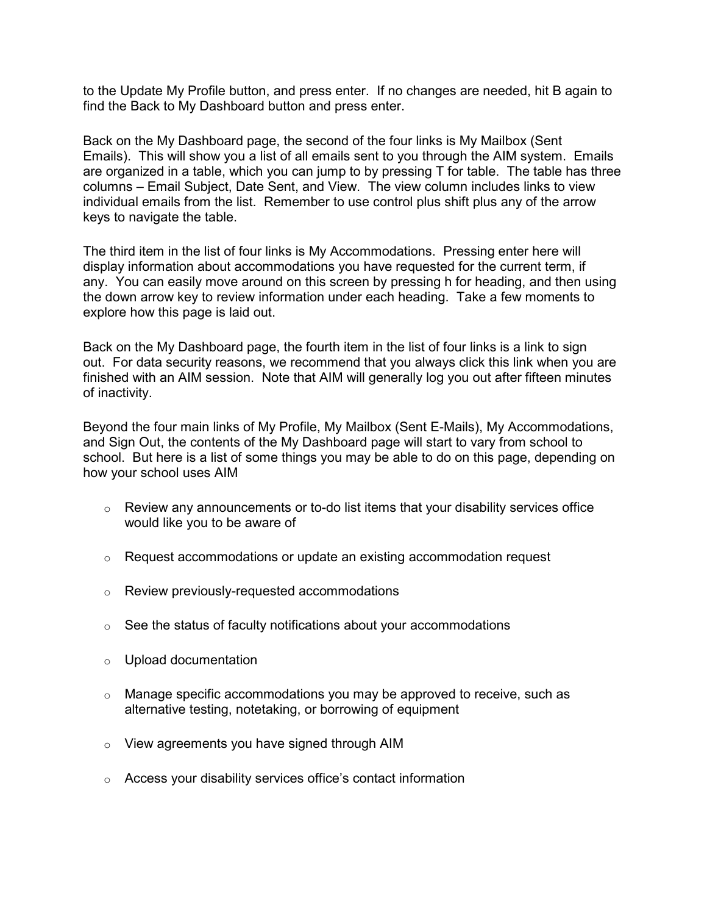to the Update My Profile button, and press enter. If no changes are needed, hit B again to find the Back to My Dashboard button and press enter.

Back on the My Dashboard page, the second of the four links is My Mailbox (Sent Emails). This will show you a list of all emails sent to you through the AIM system. Emails are organized in a table, which you can jump to by pressing T for table. The table has three columns – Email Subject, Date Sent, and View. The view column includes links to view individual emails from the list. Remember to use control plus shift plus any of the arrow keys to navigate the table.

The third item in the list of four links is My Accommodations. Pressing enter here will display information about accommodations you have requested for the current term, if any. You can easily move around on this screen by pressing h for heading, and then using the down arrow key to review information under each heading. Take a few moments to explore how this page is laid out.

Back on the My Dashboard page, the fourth item in the list of four links is a link to sign out. For data security reasons, we recommend that you always click this link when you are finished with an AIM session. Note that AIM will generally log you out after fifteen minutes of inactivity.

Beyond the four main links of My Profile, My Mailbox (Sent E-Mails), My Accommodations, and Sign Out, the contents of the My Dashboard page will start to vary from school to school. But here is a list of some things you may be able to do on this page, depending on how your school uses AIM

- Review any announcements or to-do list items that your disability services office would like you to be aware of
- Request accommodations or update an existing accommodation request
- Review previously-requested accommodations
- See the status of faculty notifications about your accommodations
- Upload documentation
- Manage specific accommodations you may be approved to receive, such as alternative testing, notetaking, or borrowing of equipment
- View agreements you have signed through AIM
- Access your disability services office's contact information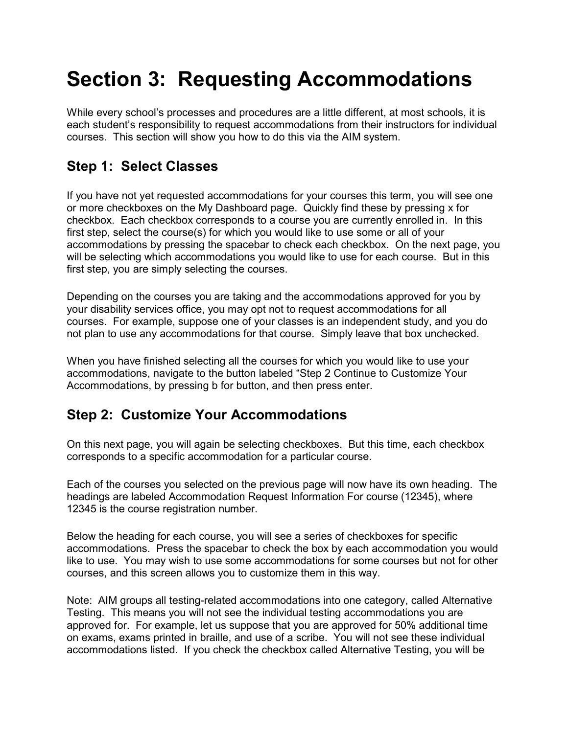# Section 3: Requesting Accommodations

While every school's processes and procedures are a little different, at most schools, it is each student's responsibility to request accommodations from their instructors for individual courses. This section will show you how to do this via the AIM system.

## Step 1: Select Classes

If you have not yet requested accommodations for your courses this term, you will see one or more checkboxes on the My Dashboard page. Quickly find these by pressing x for checkbox. Each checkbox corresponds to a course you are currently enrolled in. In this first step, select the course(s) for which you would like to use some or all of your accommodations by pressing the spacebar to check each checkbox. On the next page, you will be selecting which accommodations you would like to use for each course. But in this first step, you are simply selecting the courses.

Depending on the courses you are taking and the accommodations approved for you by your disability services office, you may opt not to request accommodations for all courses. For example, suppose one of your classes is an independent study, and you do not plan to use any accommodations for that course. Simply leave that box unchecked.

When you have finished selecting all the courses for which you would like to use your accommodations, navigate to the button labeled "Step 2 Continue to Customize Your Accommodations, by pressing b for button, and then press enter.

## Step 2: Customize Your Accommodations

On this next page, you will again be selecting checkboxes. But this time, each checkbox corresponds to a specific accommodation for a particular course.

Each of the courses you selected on the previous page will now have its own heading. The headings are labeled Accommodation Request Information For course (12345), where 12345 is the course registration number.

Below the heading for each course, you will see a series of checkboxes for specific accommodations. Press the spacebar to check the box by each accommodation you would like to use. You may wish to use some accommodations for some courses but not for other courses, and this screen allows you to customize them in this way.

Note: AIM groups all testing-related accommodations into one category, called Alternative Testing. This means you will not see the individual testing accommodations you are approved for. For example, let us suppose that you are approved for 50% additional time on exams, exams printed in braille, and use of a scribe. You will not see these individual accommodations listed. If you check the checkbox called Alternative Testing, you will be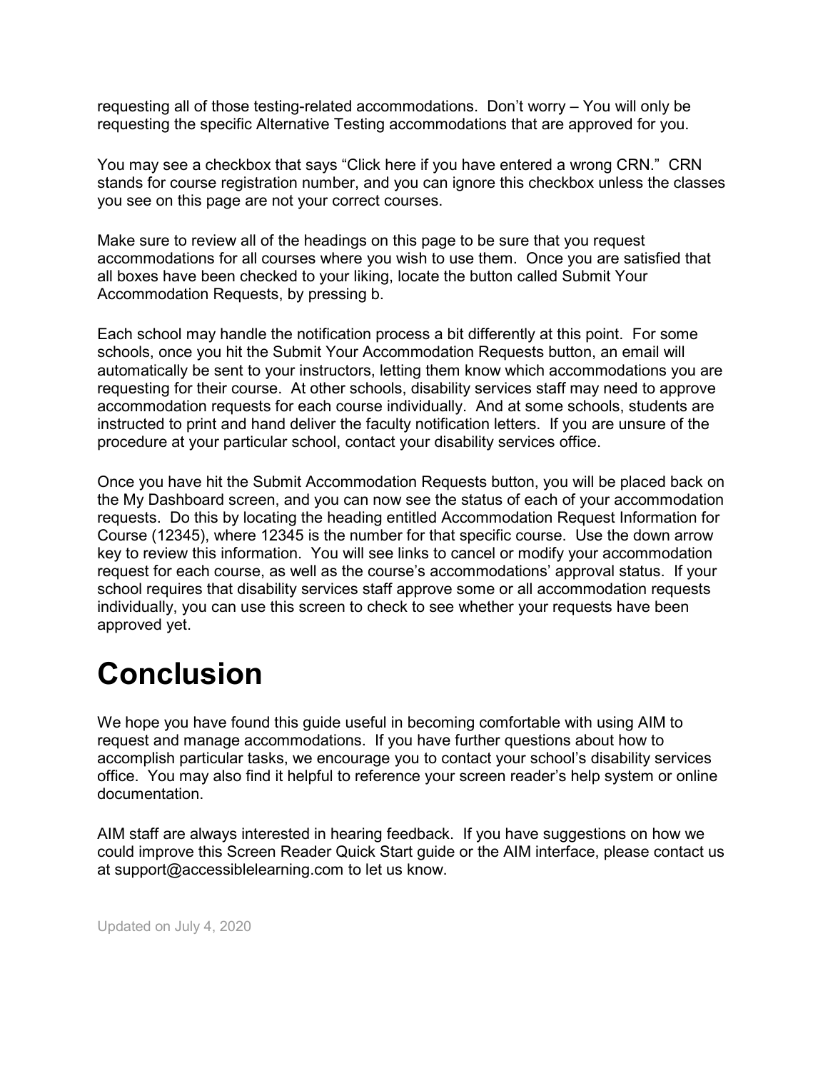requesting all of those testing-related accommodations. Don't worry – You will only be requesting the specific Alternative Testing accommodations that are approved for you.

You may see a checkbox that says "Click here if you have entered a wrong CRN." CRN stands for course registration number, and you can ignore this checkbox unless the classes you see on this page are not your correct courses.

Make sure to review all of the headings on this page to be sure that you request accommodations for all courses where you wish to use them. Once you are satisfied that all boxes have been checked to your liking, locate the button called Submit Your Accommodation Requests, by pressing b.

Each school may handle the notification process a bit differently at this point. For some schools, once you hit the Submit Your Accommodation Requests button, an email will automatically be sent to your instructors, letting them know which accommodations you are requesting for their course. At other schools, disability services staff may need to approve accommodation requests for each course individually. And at some schools, students are instructed to print and hand deliver the faculty notification letters. If you are unsure of the procedure at your particular school, contact your disability services office.

Once you have hit the Submit Accommodation Requests button, you will be placed back on the My Dashboard screen, and you can now see the status of each of your accommodation requests. Do this by locating the heading entitled Accommodation Request Information for Course (12345), where 12345 is the number for that specific course. Use the down arrow key to review this information. You will see links to cancel or modify your accommodation request for each course, as well as the course's accommodations' approval status. If your school requires that disability services staff approve some or all accommodation requests individually, you can use this screen to check to see whether your requests have been approved yet.

# Conclusion

We hope you have found this guide useful in becoming comfortable with using AIM to request and manage accommodations. If you have further questions about how to accomplish particular tasks, we encourage you to contact your school's disability services office. You may also find it helpful to reference your screen reader's help system or online documentation.

AIM staff are always interested in hearing feedback. If you have suggestions on how we could improve this Screen Reader Quick Start guide or the AIM interface, please contact us at support@accessiblelearning.com to let us know.

Updated on July 4, 2020